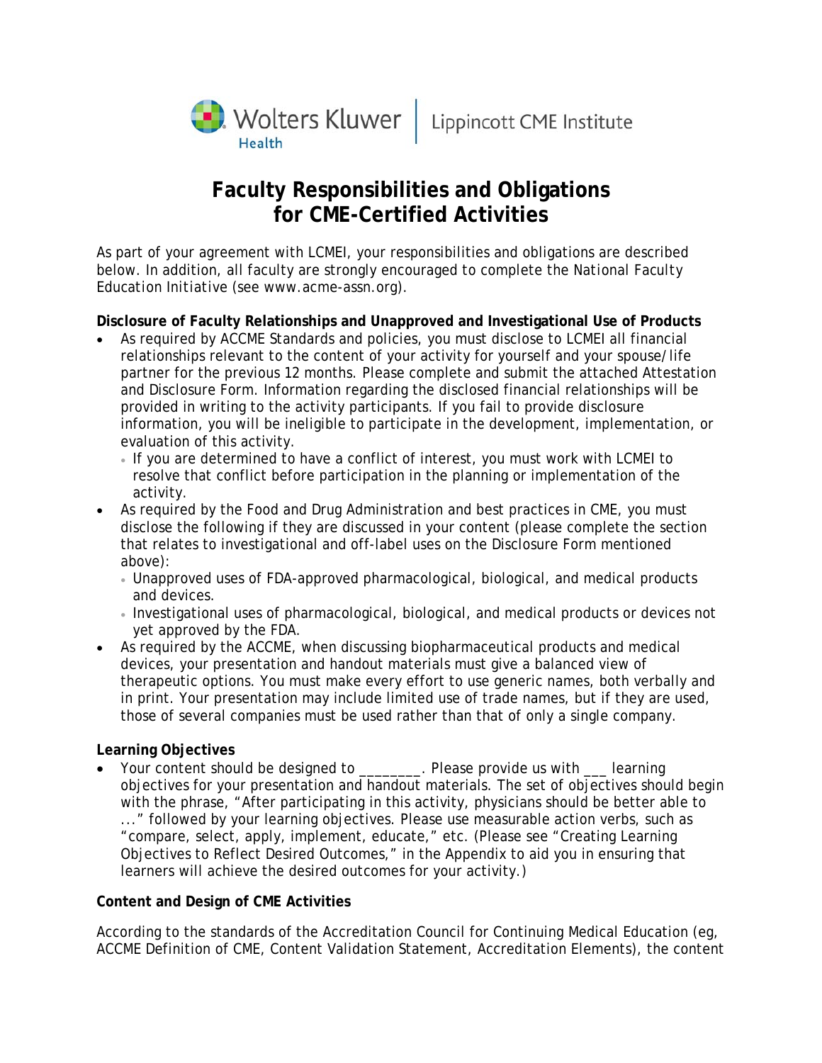Wolters Kluwer Health | Lippincott CME Institute

# Faculty Responsibilities and Obligations for CME-Certified Activities

As part of your agreement with LCMEI, your responsibilities and obligations are described below. In addition, all faculty are strongly encouraged to complete the National Faculty Education Initiative (see www.acme-assn.org).

**Disclosure of Faculty Relationships and Unapproved and Investigational Use of Products**

- As required by ACCME Standards and policies, you must disclose to LCMEI all financial relationships relevant to the content of your activity for yourself and your spouse/life partner for the previous 12 months. Please complete and submit the attached Attestation and Disclosure Form. Information regarding the disclosed financial relationships will be provided in writing to the activity participants. If you fail to provide disclosure information, you will be ineligible to participate in the development, implementation, or evaluation of this activity.
  - If you are determined to have a conflict of interest, you must work with LCMEI to resolve that conflict before participation in the planning or implementation of the activity.
- As required by the Food and Drug Administration and best practices in CME, you must disclose the following if they are discussed in your content (please complete the section that relates to investigational and off-label uses on the Disclosure Form mentioned above):
  - Unapproved uses of FDA-approved pharmacological, biological, and medical products and devices.
  - Investigational uses of pharmacological, biological, and medical products or devices not yet approved by the FDA.
- As required by the ACCME, when discussing biopharmaceutical products and medical devices, your presentation and handout materials must give a balanced view of therapeutic options. You must make every effort to use generic names, both verbally and in print. Your presentation may include limited use of trade names, but if they are used, those of several companies must be used rather than that of only a single company.

**Learning Objectives**

- Your content should be designed to ________. Please provide us with ___ learning objectives for your presentation and handout materials. The set of objectives should begin with the phrase, "After participating in this activity, physicians should be better able to ..." followed by your learning objectives. Please use measurable action verbs, such as "compare, select, apply, implement, educate," etc. (Please see "Creating Learning Objectives to Reflect Desired Outcomes," in the Appendix to aid you in ensuring that learners will achieve the desired outcomes for your activity.)

**Content and Design of CME Activities**

According to the standards of the Accreditation Council for Continuing Medical Education (eg, ACCME Definition of CME, Content Validation Statement, Accreditation Elements), the content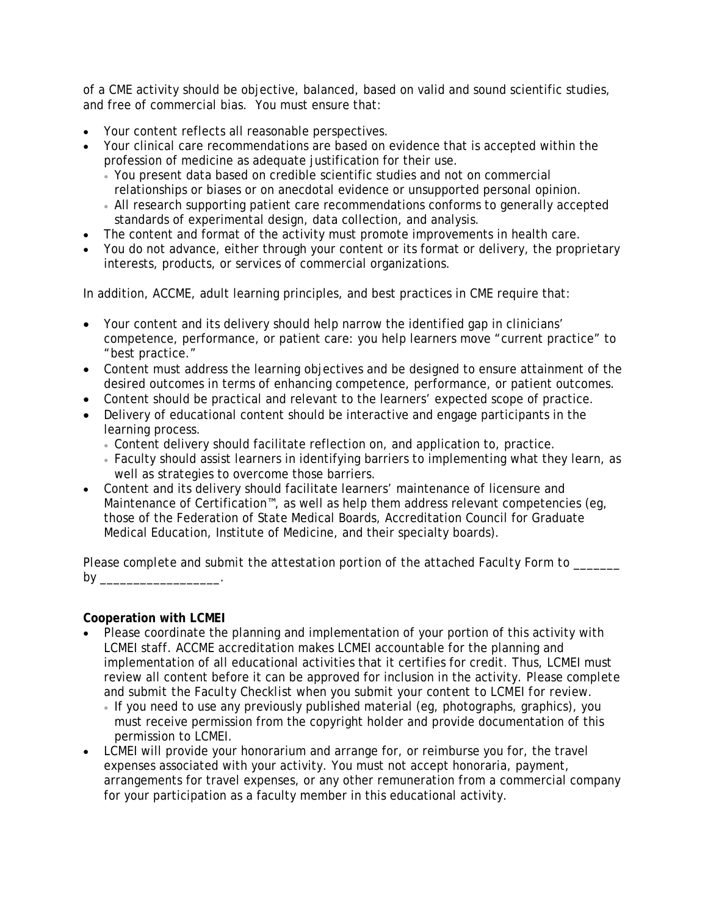of a CME activity should be objective, balanced, based on valid and sound scientific studies, and free of commercial bias. You must ensure that:

- Your content reflects all reasonable perspectives.
- Your clinical care recommendations are based on evidence that is accepted within the profession of medicine as adequate justification for their use.
  - You present data based on credible scientific studies and not on commercial relationships or biases or on anecdotal evidence or unsupported personal opinion.
  - All research supporting patient care recommendations conforms to generally accepted standards of experimental design, data collection, and analysis.
- The content and format of the activity must promote improvements in health care.
- You do not advance, either through your content or its format or delivery, the proprietary interests, products, or services of commercial organizations.

In addition, ACCME, adult learning principles, and best practices in CME require that:

- Your content and its delivery should help narrow the identified gap in clinicians' competence, performance, or patient care: you help learners move "current practice" to "best practice."
- Content must address the learning objectives and be designed to ensure attainment of the desired outcomes in terms of enhancing competence, performance, or patient outcomes.
- Content should be practical and relevant to the learners' expected scope of practice.
- Delivery of educational content should be interactive and engage participants in the learning process.
  - Content delivery should facilitate reflection on, and application to, practice.
  - Faculty should assist learners in identifying barriers to implementing what they learn, as well as strategies to overcome those barriers.
- Content and its delivery should facilitate learners' maintenance of licensure and Maintenance of Certification™, as well as help them address relevant competencies (eg, those of the Federation of State Medical Boards, Accreditation Council for Graduate Medical Education, Institute of Medicine, and their specialty boards).

*Please complete and submit the attestation portion of the attached Faculty Form to* _______ by __________________.

**Cooperation with LCMEI**

- Please coordinate the planning and implementation of your portion of this activity with LCMEI staff. ACCME accreditation makes LCMEI accountable for the planning and implementation of all educational activities that it certifies for credit. Thus, LCMEI must review all content before it can be approved for inclusion in the activity. *Please complete and submit the Faculty Checklist when you submit your content to LCMEI for review.*
  - If you need to use any previously published material (eg, photographs, graphics), you must receive permission from the copyright holder and provide documentation of this permission to LCMEI.
- LCMEI will provide your honorarium and arrange for, or reimburse you for, the travel expenses associated with your activity. You must not accept honoraria, payment, arrangements for travel expenses, or any other remuneration from a commercial company for your participation as a faculty member in this educational activity.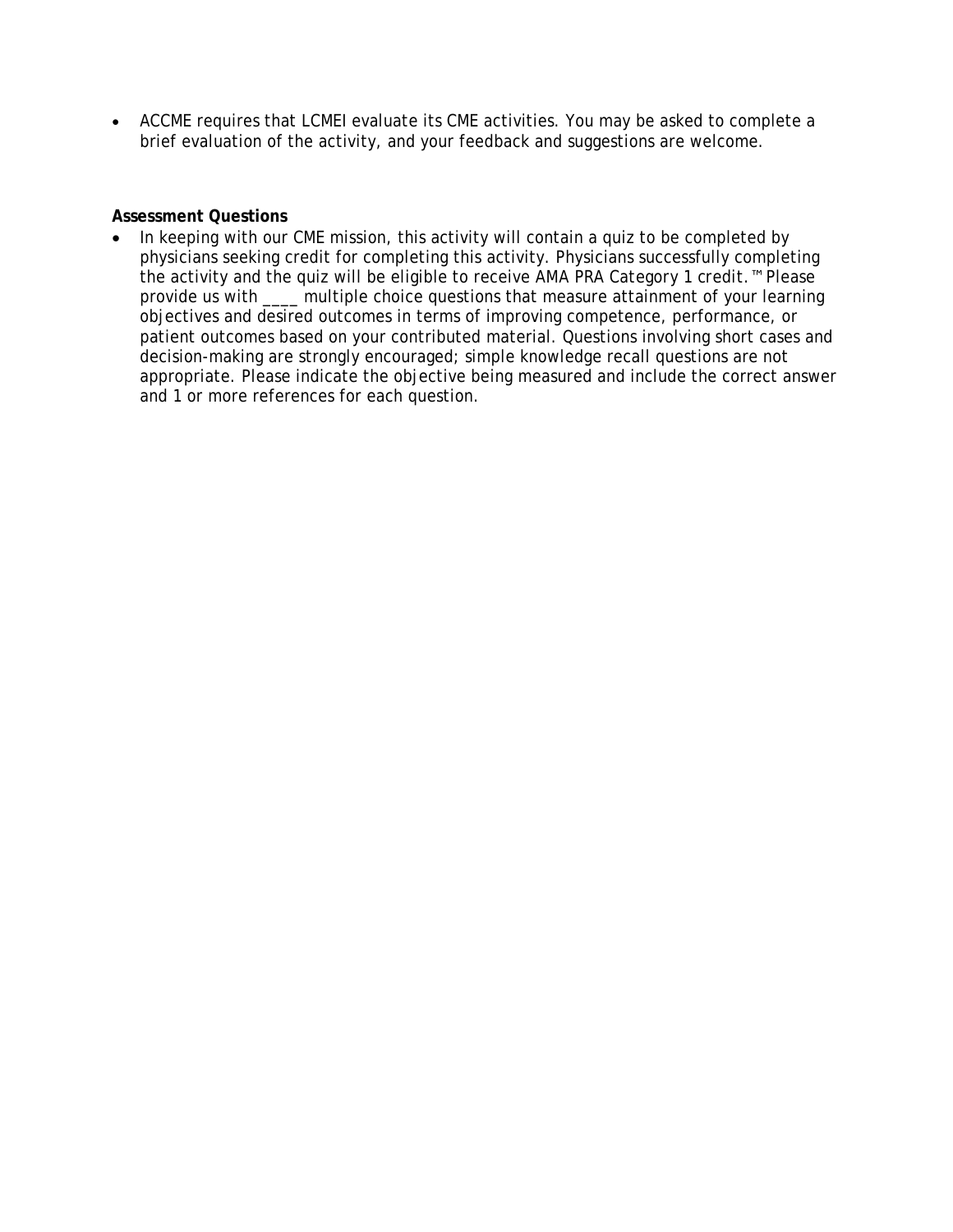- ACCME requires that LCMEI evaluate its CME activities. You may be asked to complete a brief evaluation of the activity, and your feedback and suggestions are welcome.

**Assessment Questions**

- In keeping with our CME mission, this activity will contain a quiz to be completed by physicians seeking credit for completing this activity. Physicians successfully completing the activity and the quiz will be eligible to receive *AMA PRA Category 1 credit.™* Please provide us with ____ multiple choice questions that measure attainment of your learning objectives and desired outcomes in terms of improving competence, performance, or patient outcomes based on your contributed material. Questions involving short cases and decision-making are strongly encouraged; simple knowledge recall questions are not appropriate. Please indicate the objective being measured and include the correct answer and 1 or more references for each question.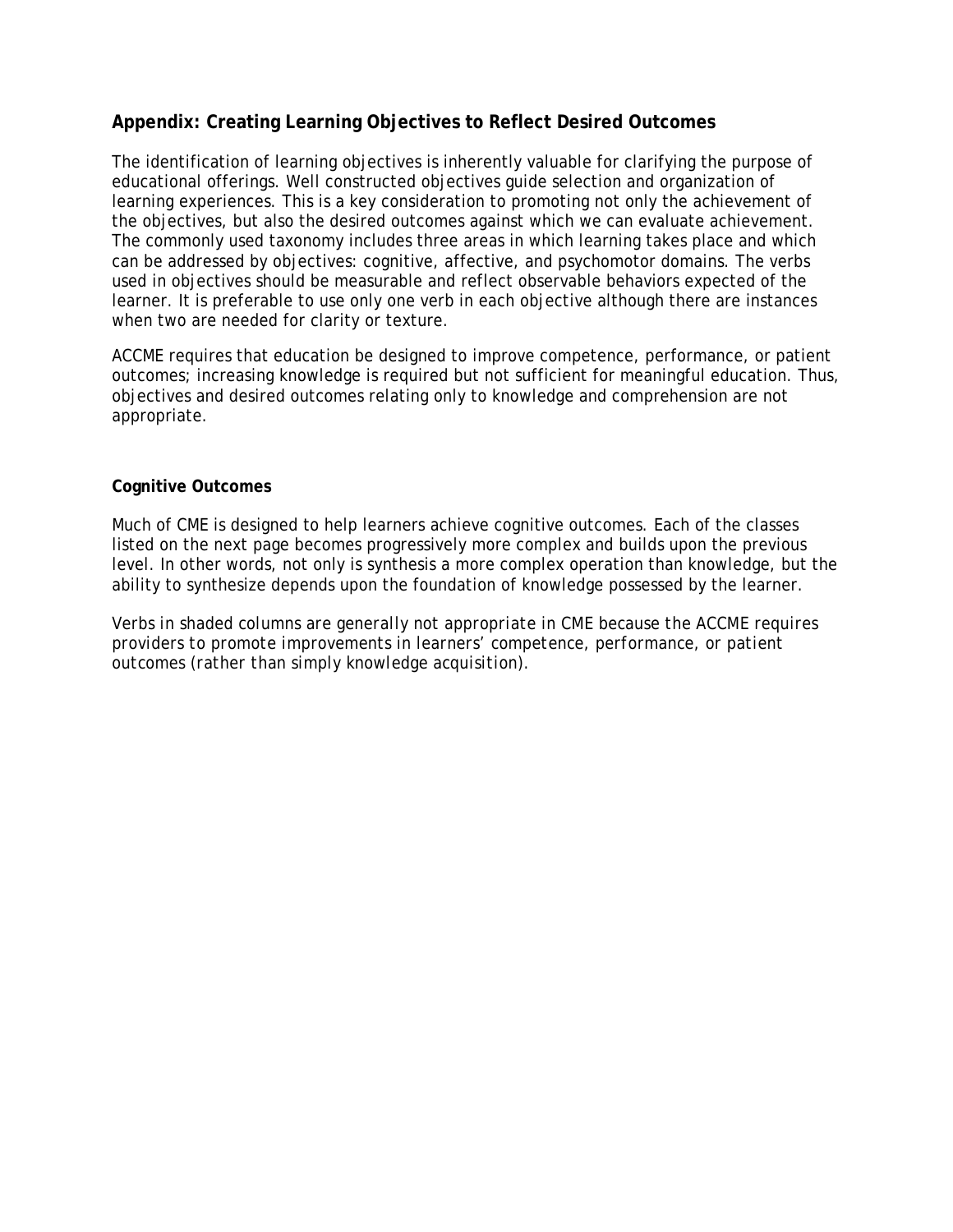## Appendix: Creating Learning Objectives to Reflect Desired Outcomes

The identification of learning objectives is inherently valuable for clarifying the purpose of educational offerings. Well constructed objectives guide selection and organization of learning experiences. This is a key consideration to promoting not only the achievement of the objectives, but also the desired outcomes against which we can evaluate achievement. The commonly used taxonomy includes three areas in which learning takes place and which can be addressed by objectives: cognitive, affective, and psychomotor domains. The verbs used in objectives should be measurable and reflect observable behaviors expected of the learner. It is preferable to use only one verb in each objective although there are instances when two are needed for clarity or texture.

ACCME requires that education be designed to improve competence, performance, or patient outcomes; increasing knowledge is required but not sufficient for meaningful education. Thus, objectives and desired outcomes relating only to knowledge and comprehension are not appropriate.

### Cognitive Outcomes

Much of CME is designed to help learners achieve cognitive outcomes. Each of the classes listed on the next page becomes progressively more complex and builds upon the previous level. In other words, not only is synthesis a more complex operation than knowledge, but the ability to synthesize depends upon the foundation of knowledge possessed by the learner.

*Verbs in shaded columns are generally not appropriate in CME because the ACCME requires providers to promote improvements in learners' competence, performance, or patient outcomes (rather than simply knowledge acquisition).*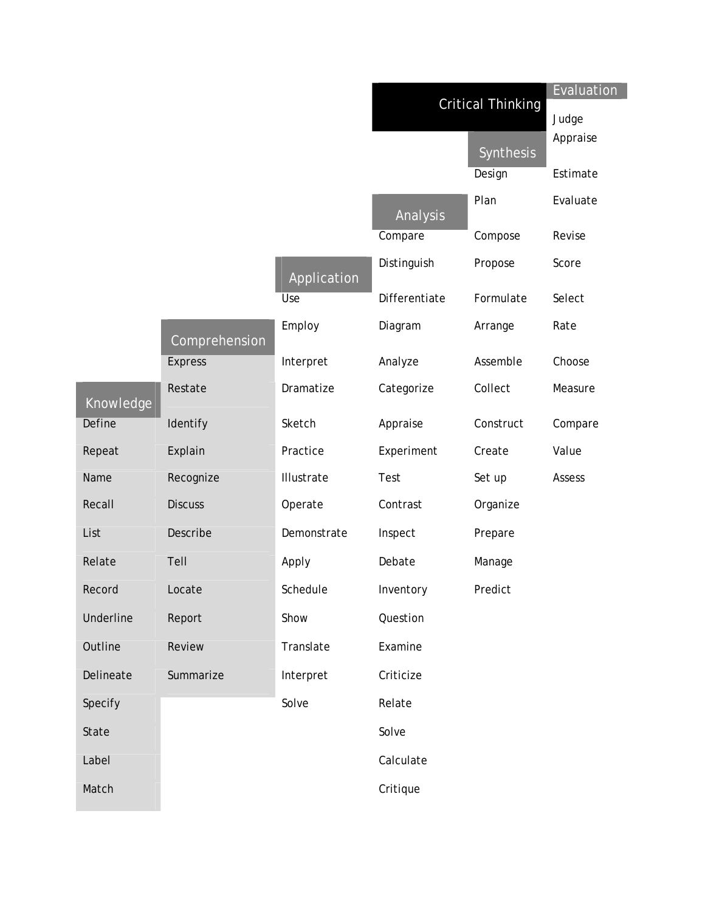## Critical Thinking

| Knowledge | Comprehension | Application | Analysis | Synthesis | Evaluation |
|---|---|---|---|---|---|
| Define | Express | Use | Compare | Design | Judge |
| Repeat | Restate | Employ | Distinguish | Plan | Appraise |
| Name | Identify | Interpret | Differentiate | Compose | Estimate |
| Recall | Explain | Dramatize | Diagram | Propose | Evaluate |
| List | Recognize | Sketch | Analyze | Formulate | Revise |
| Relate | Discuss | Practice | Categorize | Arrange | Score |
| Record | Describe | Illustrate | Appraise | Assemble | Select |
| Underline | Tell | Operate | Experiment | Collect | Rate |
| Outline | Locate | Demonstrate | Test | Construct | Choose |
| Delineate | Report | Apply | Contrast | Create | Measure |
| Specify | Review | Schedule | Inspect | Set up | Compare |
| State | Summarize | Show | Debate | Organize | Value |
| Label | | Translate | Inventory | Prepare | Assess |
| Match | | Interpret | Question | Manage | |
| | | Solve | Examine | Predict | |
| | | | Criticize | | |
| | | | Relate | | |
| | | | Solve | | |
| | | | Calculate | | |
| | | | Critique | | |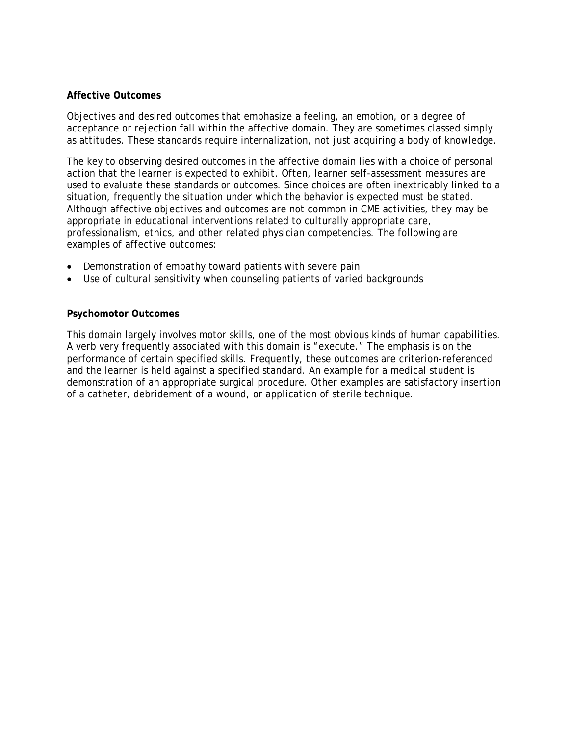### Affective Outcomes

Objectives and desired outcomes that emphasize a feeling, an emotion, or a degree of acceptance or rejection fall within the affective domain. They are sometimes classed simply as attitudes. These standards require internalization, not just acquiring a body of knowledge.

The key to observing desired outcomes in the affective domain lies with a choice of personal action that the learner is expected to exhibit. Often, learner self-assessment measures are used to evaluate these standards or outcomes. Since choices are often inextricably linked to a situation, frequently the situation under which the behavior is expected must be stated. Although affective objectives and outcomes are not common in CME activities, they may be appropriate in educational interventions related to culturally appropriate care, professionalism, ethics, and other related physician competencies. The following are examples of affective outcomes:

- Demonstration of empathy toward patients with severe pain
- Use of cultural sensitivity when counseling patients of varied backgrounds

### Psychomotor Outcomes

This domain largely involves motor skills, one of the most obvious kinds of human capabilities. A verb very frequently associated with this domain is "execute." The emphasis is on the performance of certain specified skills. Frequently, these outcomes are criterion-referenced and the learner is held against a specified standard. An example for a medical student is demonstration of an appropriate surgical procedure. Other examples are satisfactory insertion of a catheter, debridement of a wound, or application of sterile technique.